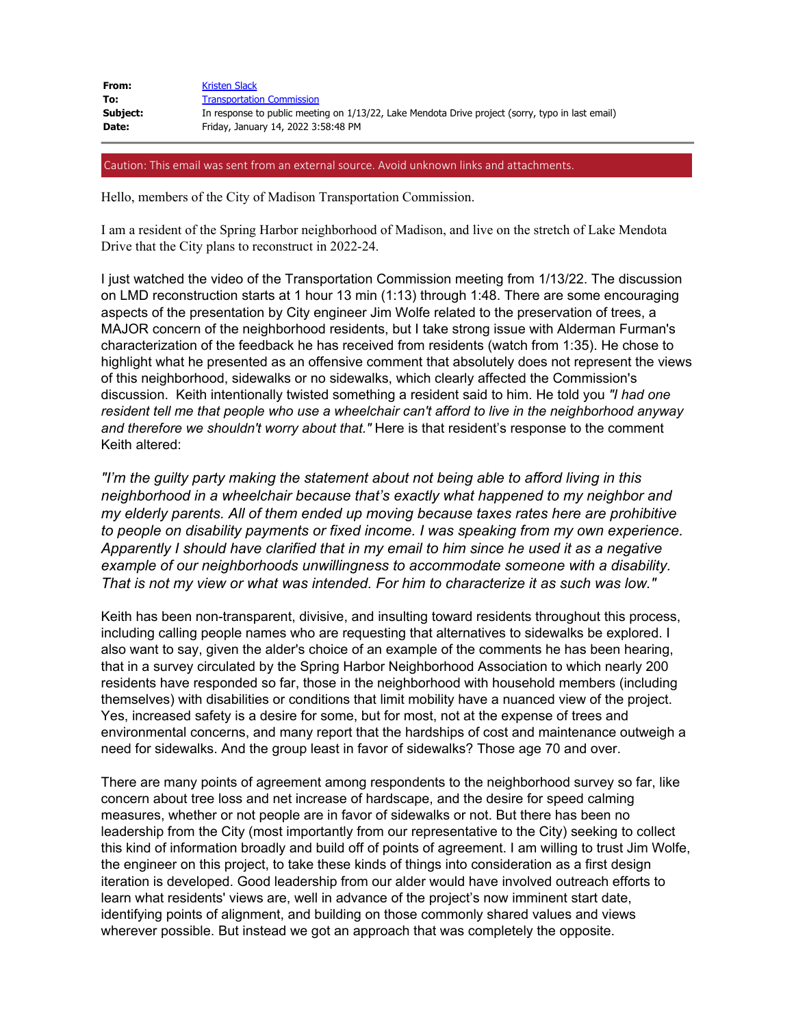| | |
|---|---|
| **From:** | Kristen Slack |
| **To:** | Transportation Commission |
| **Subject:** | In response to public meeting on 1/13/22, Lake Mendota Drive project (sorry, typo in last email) |
| **Date:** | Friday, January 14, 2022 3:58:48 PM |

Caution: This email was sent from an external source. Avoid unknown links and attachments.

Hello, members of the City of Madison Transportation Commission.

I am a resident of the Spring Harbor neighborhood of Madison, and live on the stretch of Lake Mendota Drive that the City plans to reconstruct in 2022-24.

I just watched the video of the Transportation Commission meeting from 1/13/22. The discussion on LMD reconstruction starts at 1 hour 13 min (1:13) through 1:48. There are some encouraging aspects of the presentation by City engineer Jim Wolfe related to the preservation of trees, a MAJOR concern of the neighborhood residents, but I take strong issue with Alderman Furman's characterization of the feedback he has received from residents (watch from 1:35). He chose to highlight what he presented as an offensive comment that absolutely does not represent the views of this neighborhood, sidewalks or no sidewalks, which clearly affected the Commission's discussion. Keith intentionally twisted something a resident said to him. He told you *"I had one resident tell me that people who use a wheelchair can't afford to live in the neighborhood anyway and therefore we shouldn't worry about that."* Here is that resident's response to the comment Keith altered:

*"I'm the guilty party making the statement about not being able to afford living in this neighborhood in a wheelchair because that's exactly what happened to my neighbor and my elderly parents. All of them ended up moving because taxes rates here are prohibitive to people on disability payments or fixed income. I was speaking from my own experience. Apparently I should have clarified that in my email to him since he used it as a negative example of our neighborhoods unwillingness to accommodate someone with a disability. That is not my view or what was intended. For him to characterize it as such was low."*

Keith has been non-transparent, divisive, and insulting toward residents throughout this process, including calling people names who are requesting that alternatives to sidewalks be explored. I also want to say, given the alder's choice of an example of the comments he has been hearing, that in a survey circulated by the Spring Harbor Neighborhood Association to which nearly 200 residents have responded so far, those in the neighborhood with household members (including themselves) with disabilities or conditions that limit mobility have a nuanced view of the project. Yes, increased safety is a desire for some, but for most, not at the expense of trees and environmental concerns, and many report that the hardships of cost and maintenance outweigh a need for sidewalks. And the group least in favor of sidewalks? Those age 70 and over.

There are many points of agreement among respondents to the neighborhood survey so far, like concern about tree loss and net increase of hardscape, and the desire for speed calming measures, whether or not people are in favor of sidewalks or not. But there has been no leadership from the City (most importantly from our representative to the City) seeking to collect this kind of information broadly and build off of points of agreement. I am willing to trust Jim Wolfe, the engineer on this project, to take these kinds of things into consideration as a first design iteration is developed. Good leadership from our alder would have involved outreach efforts to learn what residents' views are, well in advance of the project's now imminent start date, identifying points of alignment, and building on those commonly shared values and views wherever possible. But instead we got an approach that was completely the opposite.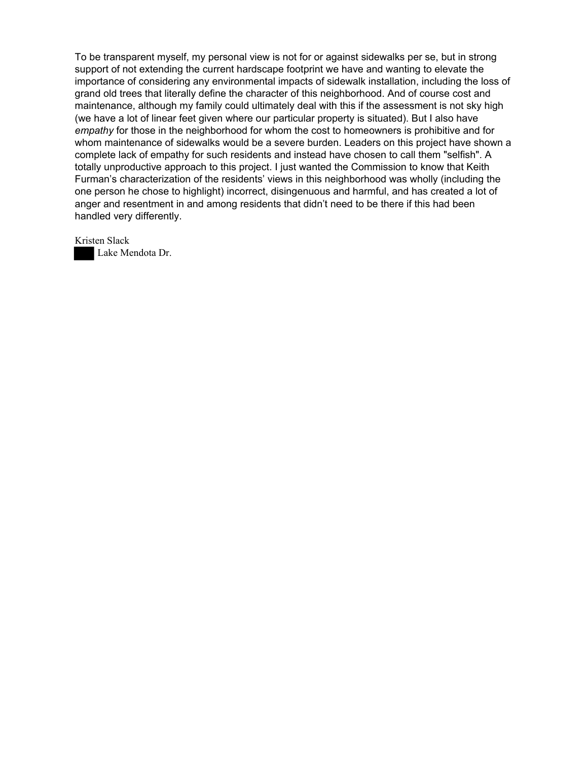To be transparent myself, my personal view is not for or against sidewalks per se, but in strong support of not extending the current hardscape footprint we have and wanting to elevate the importance of considering any environmental impacts of sidewalk installation, including the loss of grand old trees that literally define the character of this neighborhood. And of course cost and maintenance, although my family could ultimately deal with this if the assessment is not sky high (we have a lot of linear feet given where our particular property is situated). But I also have *empathy* for those in the neighborhood for whom the cost to homeowners is prohibitive and for whom maintenance of sidewalks would be a severe burden. Leaders on this project have shown a complete lack of empathy for such residents and instead have chosen to call them "selfish". A totally unproductive approach to this project. I just wanted the Commission to know that Keith Furman's characterization of the residents' views in this neighborhood was wholly (including the one person he chose to highlight) incorrect, disingenuous and harmful, and has created a lot of anger and resentment in and among residents that didn't need to be there if this had been handled very differently.

Kristen Slack
████ Lake Mendota Dr.